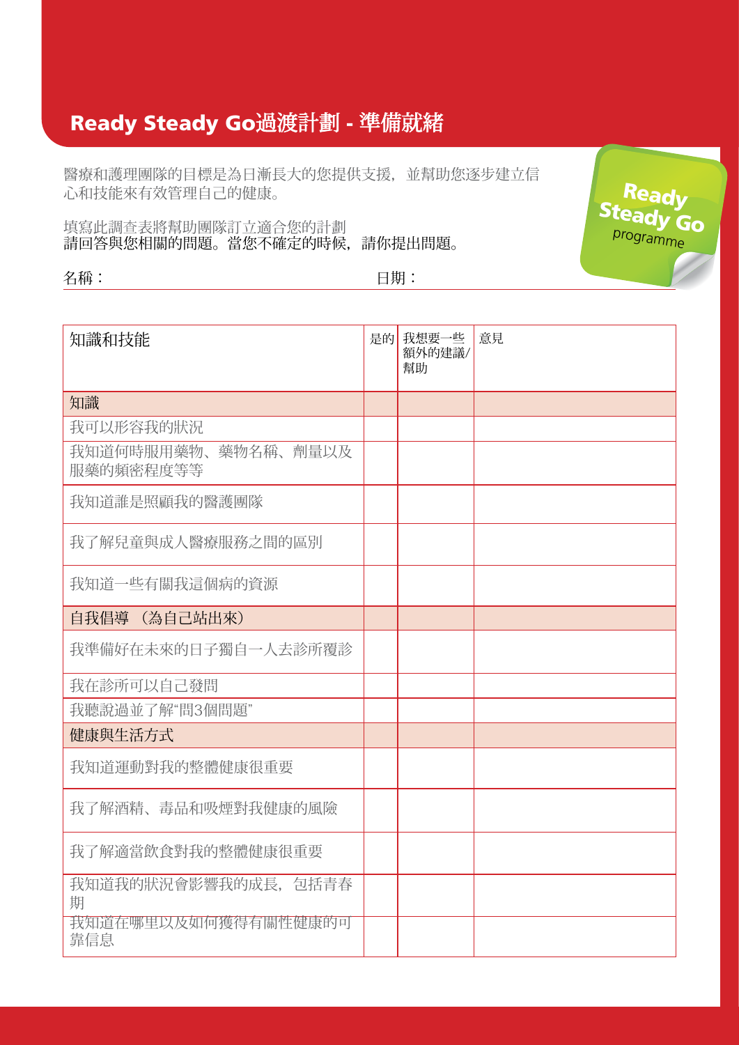# Ready Steady Go過渡計劃 - 準備就緒

醫療和護理團隊的目標是為日漸長大的您提供支援，並幫助您逐步建立信心和技能來有效管理自己的健康。

填寫此調查表將幫助團隊訂立適合您的計劃
請回答與您相關的問題。當您不確定的時候，請你提出問題。

名稱：　　　　　　　　　　　　　　　　　　　　　日期：

| 知識和技能 | 是的 | 我想要一些額外的建議/幫助 | 意見 |
|---|---|---|---|
| 知識 | | | |
| 我可以形容我的狀況 | | | |
| 我知道何時服用藥物、藥物名稱、劑量以及服藥的頻密程度等等 | | | |
| 我知道誰是照顧我的醫護團隊 | | | |
| 我了解兒童與成人醫療服務之間的區別 | | | |
| 我知道一些有關我這個病的資源 | | | |
| 自我倡導 （為自己站出來） | | | |
| 我準備好在未來的日子獨自一人去診所覆診 | | | |
| 我在診所可以自己發問 | | | |
| 我聽說過並了解“問3個問題” | | | |
| 健康與生活方式 | | | |
| 我知道運動對我的整體健康很重要 | | | |
| 我了解酒精、毒品和吸煙對我健康的風險 | | | |
| 我了解適當飲食對我的整體健康很重要 | | | |
| 我知道我的狀況會影響我的成長，包括青春期 | | | |
| 我知道在哪里以及如何獲得有關性健康的可靠信息 | | | |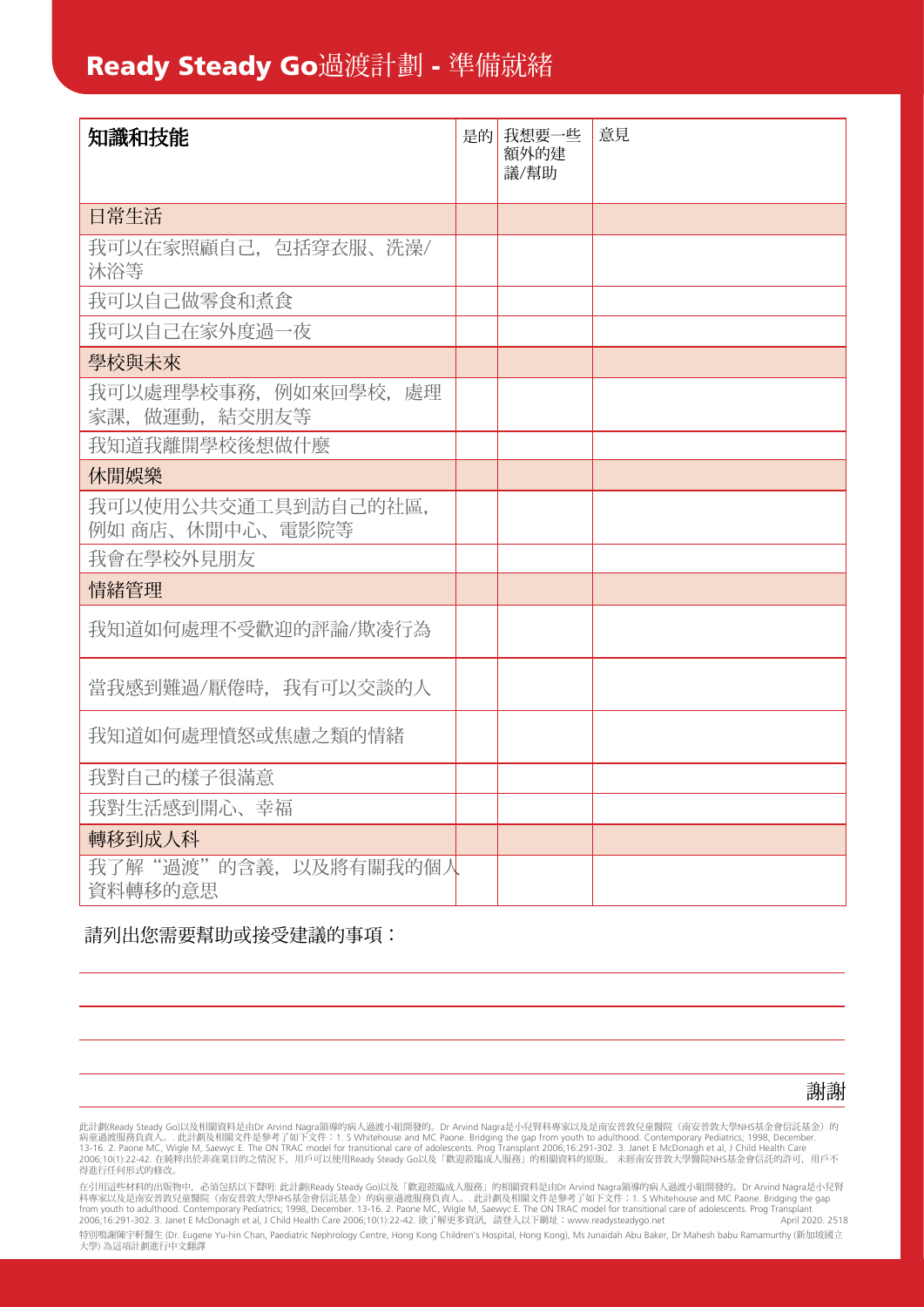# Ready Steady Go過渡計劃 - 準備就緒

| 知識和技能 | 是的 | 我想要一些額外的建議/幫助 | 意見 |
|---|---|---|---|
| 日常生活 | | | |
| 我可以在家照顧自己，包括穿衣服、洗澡/沐浴等 | | | |
| 我可以自己做零食和煮食 | | | |
| 我可以自己在家外度過一夜 | | | |
| 學校與未來 | | | |
| 我可以處理學校事務，例如來回學校，處理家課，做運動，結交朋友等 | | | |
| 我知道我離開學校後想做什麼 | | | |
| 休閒娛樂 | | | |
| 我可以使用公共交通工具到訪自己的社區，例如 商店、休閒中心、電影院等 | | | |
| 我會在學校外見朋友 | | | |
| 情緒管理 | | | |
| 我知道如何處理不受歡迎的評論/欺凌行為 | | | |
| 當我感到難過/厭倦時，我有可以交談的人 | | | |
| 我知道如何處理憤怒或焦慮之類的情緒 | | | |
| 我對自己的樣子很滿意 | | | |
| 我對生活感到開心、幸福 | | | |
| 轉移到成人科 | | | |
| 我了解"過渡"的含義，以及將有關我的個人資料轉移的意思 | | | |

請列出您需要幫助或接受建議的事項：

謝謝

此計劃(Ready Steady Go)以及相關資料是由Dr Arvind Nagra領導的病人過渡小組開發的。Dr Arvind Nagra是小兒腎科專家以及是南安普敦兒童醫院（南安普敦大學NHS基金會信託基金）的病童過渡服務負責人。. 此計劃及相關文件是參考了如下文件：1. S Whitehouse and MC Paone. Bridging the gap from youth to adulthood. Contemporary Pediatrics; 1998, December. 13-16. 2. Paone MC, Wigle M, Saewyc E. The ON TRAC model for transitional care of adolescents. Prog Transplant 2006;16:291-302. 3. Janet E McDonagh et al, J Child Health Care 2006;10(1):22-42. 在純粹出於非商業目的之情況下，用戶可以使用Ready Steady Go以及「歡迎蒞臨成人服務」的相關資料的原版。未經南安普敦大學醫院NHS基金會信託的許可，用戶不得進行任何形式的修改。

在引用這些材料的出版物中，必須包括以下聲明: 此計劃(Ready Steady Go)以及「歡迎蒞臨成人服務」的相關資料是由Dr Arvind Nagra領導的病人過渡小組開發的。Dr Arvind Nagra是小兒腎科專家以及是南安普敦兒童醫院（南安普敦大學NHS基金會信託基金）的病童過渡服務負責人。. 此計劃及相關文件是參考了如下文件：1. S Whitehouse and MC Paone. Bridging the gap from youth to adulthood. Contemporary Pediatrics; 1998, December. 13-16. 2. Paone MC, Wigle M, Saewyc E. The ON TRAC model for transitional care of adolescents. Prog Transplant 2006;16:291-302. 3. Janet E McDonagh et al, J Child Health Care 2006;10(1):22-42. 欲了解更多資訊，請登入以下網址：www.readysteadygo.net April 2020. 2518

特別鳴謝陳宇軒醫生 (Dr. Eugene Yu-hin Chan, Paediatric Nephrology Centre, Hong Kong Children's Hospital, Hong Kong), Ms Junaidah Abu Baker, Dr Mahesh babu Ramamurthy (新加坡國立大學) 為這項計劃進行中文翻譯